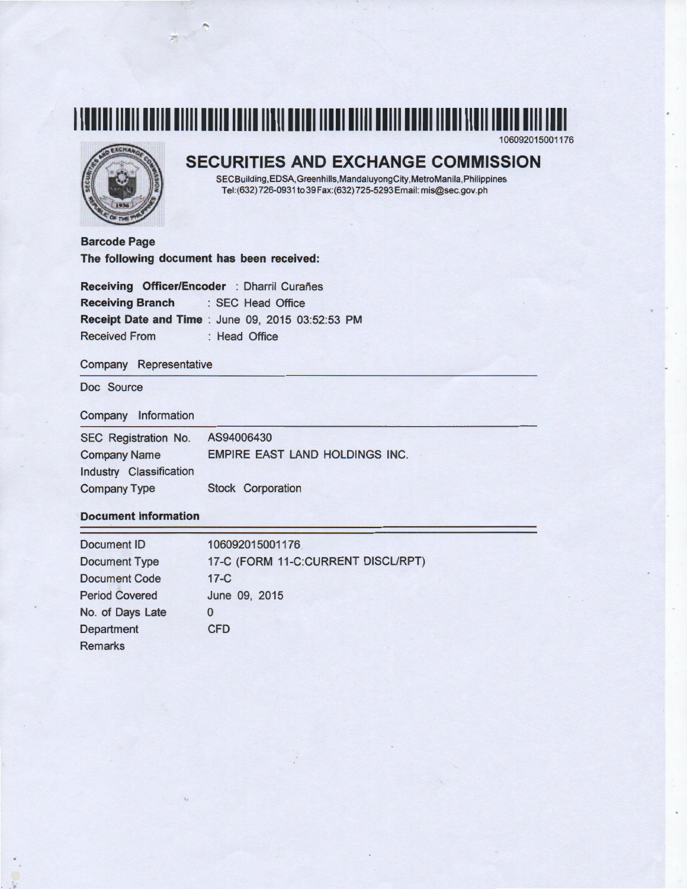106092015001176

# SECURITIES AND EXCHANGE COMMISSION

SECBuilding,EDSA,Greenhills,MandaluyongCity,MetroManila,Philippines
Tel:(632)726-0931 to 39 Fax:(632)725-5293 Email: mis@sec.gov.ph

**Barcode Page**

**The following document has been received:**

**Receiving Officer/Encoder** : Dharril Curañes
**Receiving Branch** : SEC Head Office
**Receipt Date and Time** : June 09, 2015 03:52:53 PM
Received From : Head Office

## Company Representative

Doc Source

## Company Information

| | |
|---|---|
| SEC Registration No. | AS94006430 |
| Company Name | EMPIRE EAST LAND HOLDINGS INC. |
| Industry Classification | |
| Company Type | Stock Corporation |

## Document Information

| | |
|---|---|
| Document ID | 106092015001176 |
| Document Type | 17-C (FORM 11-C:CURRENT DISCL/RPT) |
| Document Code | 17-C |
| Period Covered | June 09, 2015 |
| No. of Days Late | 0 |
| Department | CFD |
| Remarks | |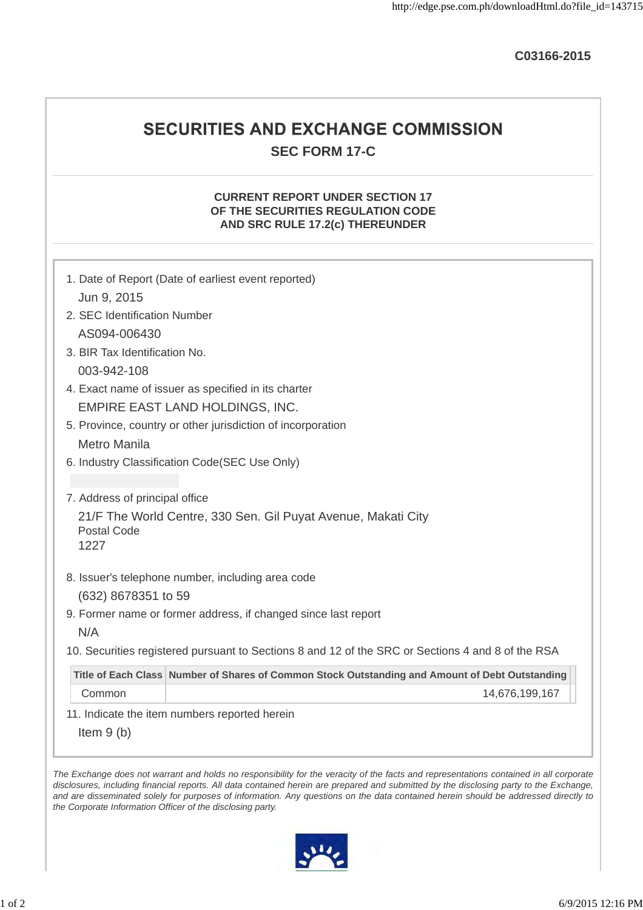C03166-2015

# SECURITIES AND EXCHANGE COMMISSION

## SEC FORM 17-C

### CURRENT REPORT UNDER SECTION 17 OF THE SECURITIES REGULATION CODE AND SRC RULE 17.2(c) THEREUNDER

1. Date of Report (Date of earliest event reported)

   Jun 9, 2015

2. SEC Identification Number

   AS094-006430

3. BIR Tax Identification No.

   003-942-108

4. Exact name of issuer as specified in its charter

   EMPIRE EAST LAND HOLDINGS, INC.

5. Province, country or other jurisdiction of incorporation

   Metro Manila

6. Industry Classification Code(SEC Use Only)

7. Address of principal office

   21/F The World Centre, 330 Sen. Gil Puyat Avenue, Makati City

   Postal Code

   1227

8. Issuer's telephone number, including area code

   (632) 8678351 to 59

9. Former name or former address, if changed since last report

   N/A

10. Securities registered pursuant to Sections 8 and 12 of the SRC or Sections 4 and 8 of the RSA

| Title of Each Class | Number of Shares of Common Stock Outstanding and Amount of Debt Outstanding |
|---|---|
| Common | 14,676,199,167 |

11. Indicate the item numbers reported herein

    Item 9 (b)

*The Exchange does not warrant and holds no responsibility for the veracity of the facts and representations contained in all corporate disclosures, including financial reports. All data contained herein are prepared and submitted by the disclosing party to the Exchange, and are disseminated solely for purposes of information. Any questions on the data contained herein should be addressed directly to the Corporate Information Officer of the disclosing party.*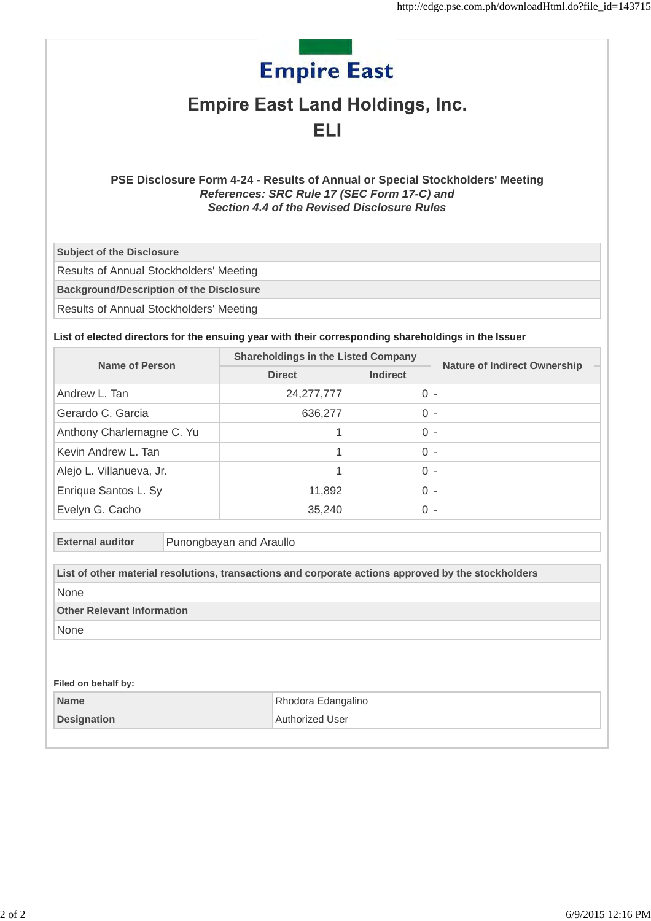# Empire East

## Empire East Land Holdings, Inc.

## ELI

### PSE Disclosure Form 4-24 - Results of Annual or Special Stockholders' Meeting

***References: SRC Rule 17 (SEC Form 17-C) and***
***Section 4.4 of the Revised Disclosure Rules***

| Subject of the Disclosure |
|---|
| Results of Annual Stockholders' Meeting |
| **Background/Description of the Disclosure** |
| Results of Annual Stockholders' Meeting |

**List of elected directors for the ensuing year with their corresponding shareholdings in the Issuer**

| Name of Person | Shareholdings in the Listed Company | | Nature of Indirect Ownership |
|---|---|---|---|
| | Direct | Indirect | |
| Andrew L. Tan | 24,277,777 | 0 | - |
| Gerardo C. Garcia | 636,277 | 0 | - |
| Anthony Charlemagne C. Yu | 1 | 0 | - |
| Kevin Andrew L. Tan | 1 | 0 | - |
| Alejo L. Villanueva, Jr. | 1 | 0 | - |
| Enrique Santos L. Sy | 11,892 | 0 | - |
| Evelyn G. Cacho | 35,240 | 0 | - |

| External auditor | Punongbayan and Araullo |
|---|---|

| List of other material resolutions, transactions and corporate actions approved by the stockholders |
|---|
| None |
| **Other Relevant Information** |
| None |

**Filed on behalf by:**

| Name | Rhodora Edangalino |
|---|---|
| **Designation** | Authorized User |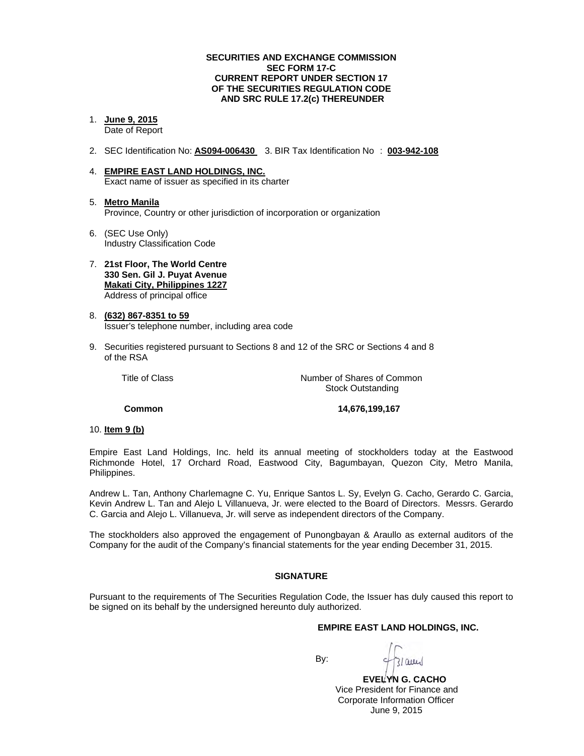**SECURITIES AND EXCHANGE COMMISSION**
**SEC FORM 17-C**
**CURRENT REPORT UNDER SECTION 17**
**OF THE SECURITIES REGULATION CODE**
**AND SRC RULE 17.2(c) THEREUNDER**

1. **June 9, 2015**
   Date of Report

2. SEC Identification No: **AS094-006430** 3. BIR Tax Identification No : **003-942-108**

4. **EMPIRE EAST LAND HOLDINGS, INC.**
   Exact name of issuer as specified in its charter

5. **Metro Manila**
   Province, Country or other jurisdiction of incorporation or organization

6. (SEC Use Only)
   Industry Classification Code

7. **21st Floor, The World Centre**
   **330 Sen. Gil J. Puyat Avenue**
   **Makati City, Philippines 1227**
   Address of principal office

8. **(632) 867-8351 to 59**
   Issuer's telephone number, including area code

9. Securities registered pursuant to Sections 8 and 12 of the SRC or Sections 4 and 8 of the RSA

| Title of Class | Number of Shares of Common Stock Outstanding |
|---|---|
| **Common** | **14,676,199,167** |

10. **Item 9 (b)**

Empire East Land Holdings, Inc. held its annual meeting of stockholders today at the Eastwood Richmonde Hotel, 17 Orchard Road, Eastwood City, Bagumbayan, Quezon City, Metro Manila, Philippines.

Andrew L. Tan, Anthony Charlemagne C. Yu, Enrique Santos L. Sy, Evelyn G. Cacho, Gerardo C. Garcia, Kevin Andrew L. Tan and Alejo L Villanueva, Jr. were elected to the Board of Directors. Messrs. Gerardo C. Garcia and Alejo L. Villanueva, Jr. will serve as independent directors of the Company.

The stockholders also approved the engagement of Punongbayan & Araullo as external auditors of the Company for the audit of the Company's financial statements for the year ending December 31, 2015.

**SIGNATURE**

Pursuant to the requirements of The Securities Regulation Code, the Issuer has duly caused this report to be signed on its behalf by the undersigned hereunto duly authorized.

**EMPIRE EAST LAND HOLDINGS, INC.**

By:

**EVELYN G. CACHO**
Vice President for Finance and
Corporate Information Officer
June 9, 2015